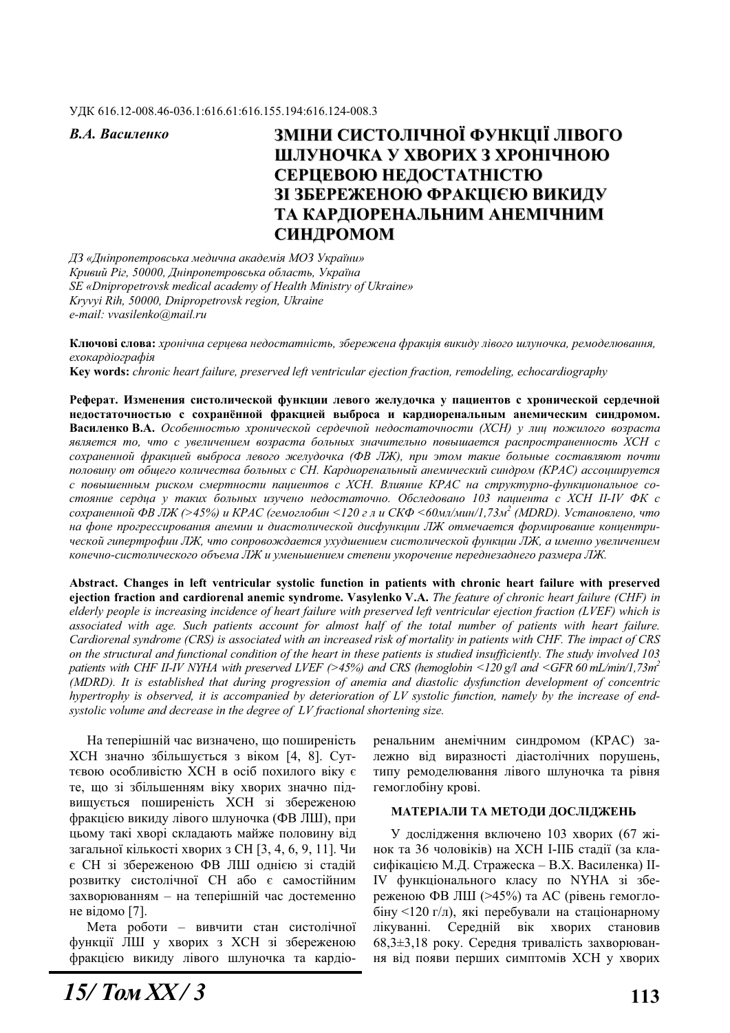УДК 616.12-008.46-036.1:616.61:616.155.194:616.124-008.3

***В.А. Василенко***

# ЗМІНИ СИСТОЛІЧНОЇ ФУНКЦІЇ ЛІВОГО ШЛУНОЧКА У ХВОРИХ З ХРОНІЧНОЮ СЕРЦЕВОЮ НЕДОСТАТНІСТЮ ЗІ ЗБЕРЕЖЕНОЮ ФРАКЦІЄЮ ВИКИДУ ТА КАРДІОРЕНАЛЬНИМ АНЕМІЧНИМ СИНДРОМОМ

*ДЗ «Дніпропетровська медична академія МОЗ України»*
*Кривий Ріг, 50000, Дніпропетровська область, Україна*
*SE «Dnipropetrovsk medical academy of Health Ministry of Ukraine»*
*Kryvyi Rih, 50000, Dnipropetrovsk region, Ukraine*
*e-mail: vvasilenko@mail.ru*

**Ключові слова:** *хронічна серцева недостатність, збережена фракція викиду лівого шлуночка, ремоделювання, ехокардіографія*
**Key words:** *chronic heart failure, preserved left ventricular ejection fraction, remodeling, echocardiography*

**Реферат. Изменения систолической функции левого желудочка у пациентов с хронической сердечной недостаточностью с сохранённой фракцией выброса и кардиоренальным анемическим синдромом. Василенко В.А.** *Особенностью хронической сердечной недостаточности (ХСН) у лиц пожилого возраста является то, что с увеличением возраста больных значительно повышается распространенность ХСН с сохраненной фракцией выброса левого желудочка (ФВ ЛЖ), при этом такие больные составляют почти половину от общего количества больных с СН. Кардиоренальный анемический синдром (КРАС) ассоциируется с повышенным риском смертности пациентов с ХСН. Влияние КРАС на структурно-функциональное состояние сердца у таких больных изучено недостаточно. Обследовано 103 пациента с ХСН II-IV ФК с сохраненной ФВ ЛЖ (>45%) и КРАС (гемоглобин <120 г л и СКФ <60мл/мин/1,73м$^2$ (MDRD). Установлено, что на фоне прогрессирования анемии и диастолической дисфункции ЛЖ отмечается формирование концентрической гипертрофии ЛЖ, что сопровождается ухудшением систолической функции ЛЖ, а именно увеличением конечно-систолического объема ЛЖ и уменьшением степени укорочение переднезаднего размера ЛЖ.*

**Abstract. Changes in left ventricular systolic function in patients with chronic heart failure with preserved ejection fraction and cardiorenal anemic syndrome. Vasylenko V.A.** *The feature of chronic heart failure (CHF) in elderly people is increasing incidence of heart failure with preserved left ventricular ejection fraction (LVEF) which is associated with age. Such patients account for almost half of the total number of patients with heart failure. Cardiorenal syndrome (CRS) is associated with an increased risk of mortality in patients with CHF. The impact of CRS on the structural and functional condition of the heart in these patients is studied insufficiently. The study involved 103 patients with CHF II-IV NYHA with preserved LVEF (>45%) and CRS (hemoglobin <120 g/l and <GFR 60 mL/min/1,73m$^2$ (MDRD). It is established that during progression of anemia and diastolic dysfunction development of concentric hypertrophy is observed, it is accompanied by deterioration of LV systolic function, namely by the increase of end-systolic volume and decrease in the degree of LV fractional shortening size.*

На теперішній час визначено, що поширеність ХСН значно збільшується з віком [4, 8]. Суттєвою особливістю ХСН в осіб похилого віку є те, що зі збільшенням віку хворих значно підвищується поширеність ХСН зі збереженою фракцією викиду лівого шлуночка (ФВ ЛШ), при цьому такі хворі складають майже половину від загальної кількості хворих з СН [3, 4, 6, 9, 11]. Чи є СН зі збереженою ФВ ЛШ однією зі стадій розвитку систолічної СН або є самостійним захворюванням – на теперішній час достеменно не відомо [7].

Мета роботи – вивчити стан систолічної функції ЛШ у хворих з ХСН зі збереженою фракцією викиду лівого шлуночка та кардіоренальним анемічним синдромом (КРАС) залежно від виразності діастолічних порушень, типу ремоделювання лівого шлуночка та рівня гемоглобіну крові.

## МАТЕРІАЛИ ТА МЕТОДИ ДОСЛІДЖЕНЬ

У дослідження включено 103 хворих (67 жінок та 36 чоловіків) на ХСН І-ІІБ стадії (за класифікацією М.Д. Стражеска – В.Х. Василенка) II-IV функціонального класу по NYHA зі збереженою ФВ ЛШ (>45%) та АС (рівень гемоглобіну <120 г/л), які перебували на стаціонарному лікуванні. Середній вік хворих становив 68,3±3,18 року. Середня тривалість захворювання від появи перших симптомів ХСН у хворих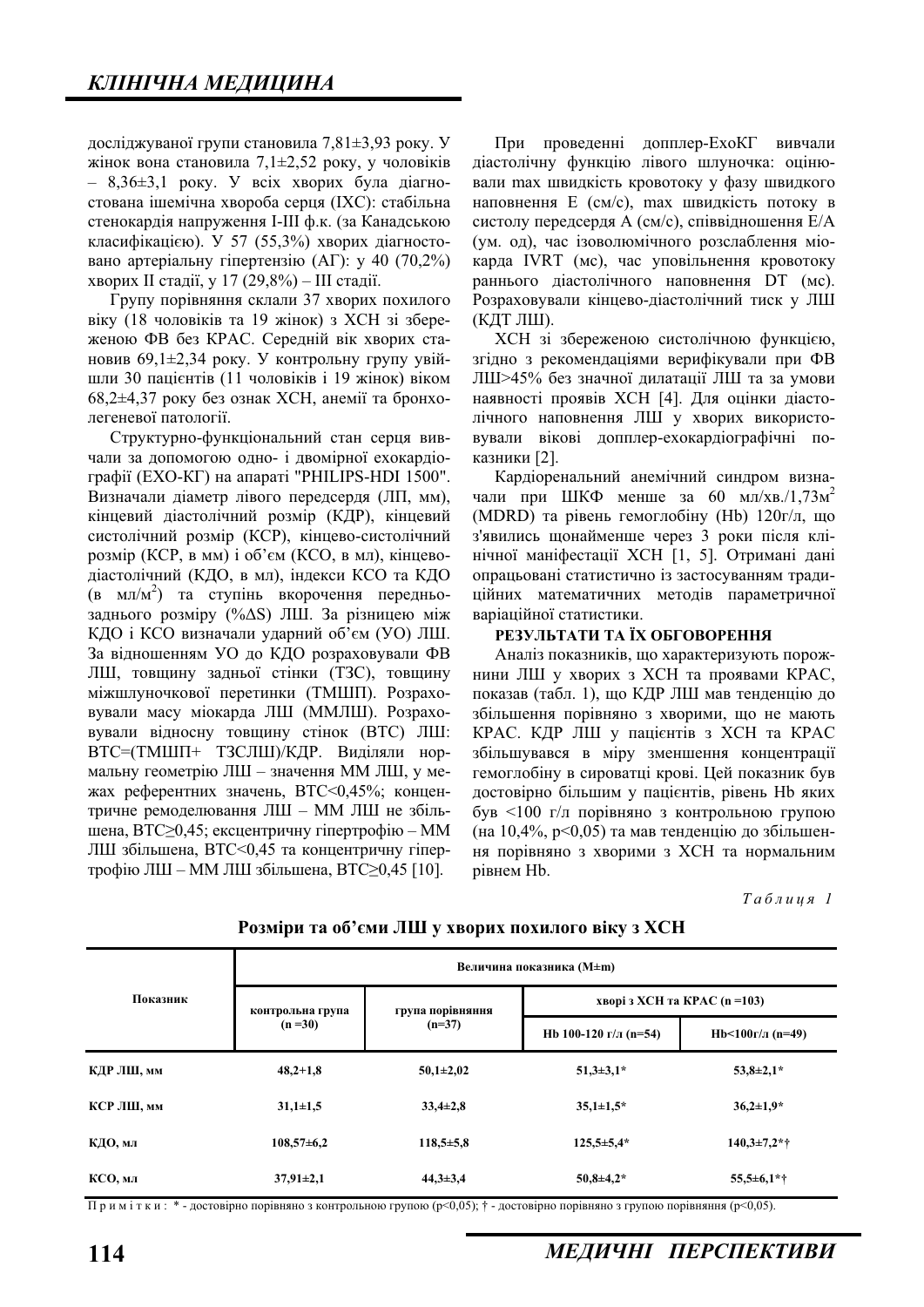досліджуваної групи становила 7,81±3,93 року. У жінок вона становила 7,1±2,52 року, у чоловіків – 8,36±3,1 року. У всіх хворих була діагностована ішемічна хвороба серця (ІХС): стабільна стенокардія напруження I-III ф.к. (за Канадською класифікацією). У 57 (55,3%) хворих діагностовано артеріальну гіпертензію (АГ): у 40 (70,2%) хворих II стадії, у 17 (29,8%) – III стадії.

Групу порівняння склали 37 хворих похилого віку (18 чоловіків та 19 жінок) з ХСН зі збереженою ФВ без КРАС. Середній вік хворих становив 69,1±2,34 року. У контрольну групу увійшли 30 пацієнтів (11 чоловіків і 19 жінок) віком 68,2±4,37 року без ознак ХСН, анемії та бронхолегеневої патології.

Структурно-функціональний стан серця вивчали за допомогою одно- і двомірної ехокардіографії (ЕХО-КГ) на апараті "PHILIPS-HDI 1500". Визначали діаметр лівого передсердя (ЛП, мм), кінцевий діастолічний розмір (КДР), кінцевий систолічний розмір (КСР), кінцево-систолічний розмір (КСР, в мм) і об'єм (КСО, в мл), кінцево-діастолічний (КДО, в мл), індекси КСО та КДО (в мл/м$^2$) та ступінь вкорочення передньозаднього розміру (%ΔS) ЛШ. За різницею між КДО і КСО визначали ударний об'єм (УО) ЛШ. За відношенням УО до КДО розраховували ФВ ЛШ, товщину задньої стінки (ТЗС), товщину міжшлуночкової перетинки (ТМШП). Розраховували масу міокарда ЛШ (ММЛШ). Розраховували відносну товщину стінок (ВТС) ЛШ: ВТС=(ТМШП+ ТЗСЛШ)/КДР. Виділяли нормальну геометрію ЛШ – значення ММ ЛШ, у межах референтних значень, ВТС<0,45%; концентричне ремоделювання ЛШ – ММ ЛШ не збільшена, ВТС≥0,45; ексцентричну гіпертрофію – ММ ЛШ збільшена, ВТС<0,45 та концентричну гіпертрофію ЛШ – ММ ЛШ збільшена, ВТС≥0,45 [10].

При проведенні допплер-ЕхоКГ вивчали діастолічну функцію лівого шлуночка: оцінювали max швидкість кровотоку у фазу швидкого наповнення Е (см/с), max швидкість потоку в систолу передсердя А (см/с), співвідношення Е/А (ум. од), час ізоволюмічного розслаблення міокарда IVRT (мс), час уповільнення кровотоку раннього діастолічного наповнення DT (мс). Розраховували кінцево-діастолічний тиск у ЛШ (КДТ ЛШ).

ХСН зі збереженою систолічною функцією, згідно з рекомендаціями верифікували при ФВ ЛШ>45% без значної дилатації ЛШ та за умови наявності проявів ХСН [4]. Для оцінки діастолічного наповнення ЛШ у хворих використовували вікові допплер-ехокардіографічні показники [2].

Кардіоренальний анемічний синдром визначали при ШКФ менше за 60 мл/хв./1,73м$^2$ (MDRD) та рівень гемоглобіну (Hb) 120г/л, що з'явились щонайменше через 3 роки після клінічної маніфестації ХСН [1, 5]. Отримані дані опрацьовані статистично із застосуванням традиційних математичних методів параметричної варіаційної статистики.

**РЕЗУЛЬТАТИ ТА ЇХ ОБГОВОРЕННЯ**

Аналіз показників, що характеризують порожнини ЛШ у хворих з ХСН та проявами КРАС, показав (табл. 1), що КДР ЛШ мав тенденцію до збільшення порівняно з хворими, що не мають КРАС. КДР ЛШ у пацієнтів з ХСН та КРАС збільшувався в міру зменшення концентрації гемоглобіну в сироватці крові. Цей показник був достовірно більшим у пацієнтів, рівень Hb яких був <100 г/л порівняно з контрольною групою (на 10,4%, p<0,05) та мав тенденцію до збільшення порівняно з хворими з ХСН та нормальним рівнем Hb.

*Таблиця 1*

**Розміри та об'єми ЛШ у хворих похилого віку з ХСН**

| Показник | Величина показника (M±m) | | | |
|---|---|---|---|---|
| | контрольна група (n =30) | група порівняння (n=37) | хворі з ХСН та КРАС (n =103) | |
| | | | Hb 100-120 г/л (n=54) | Hb<100г/л (n=49) |
| КДР ЛШ, мм | 48,2+1,8 | 50,1±2,02 | 51,3±3,1* | 53,8±2,1* |
| КСР ЛШ, мм | 31,1±1,5 | 33,4±2,8 | 35,1±1,5* | 36,2±1,9* |
| КДО, мл | 108,57±6,2 | 118,5±5,8 | 125,5±5,4* | 140,3±7,2*† |
| КСО, мл | 37,91±2,1 | 44,3±3,4 | 50,8±4,2* | 55,5±6,1*† |

Примітки: * - достовірно порівняно з контрольною групою (p<0,05); † - достовірно порівняно з групою порівняння (p<0,05).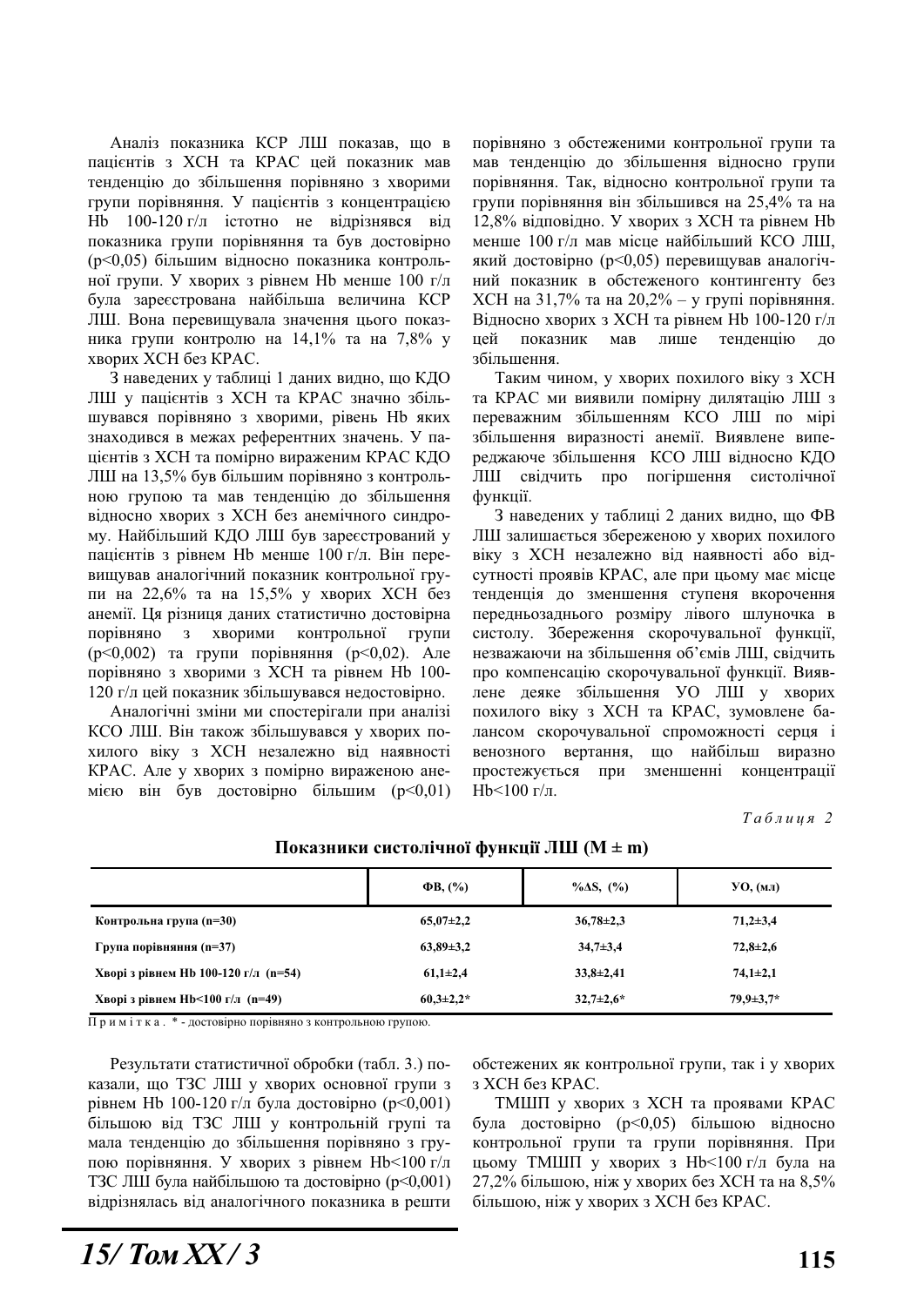Аналіз показника КСР ЛШ показав, що в пацієнтів з ХСН та КРАС цей показник мав тенденцію до збільшення порівняно з хворими групи порівняння. У пацієнтів з концентрацією Hb 100-120 г/л істотно не відрізнявся від показника групи порівняння та був достовірно ($p<0,05$) більшим відносно показника контрольної групи. У хворих з рівнем Hb менше 100 г/л була зареєстрована найбільша величина КСР ЛШ. Вона перевищувала значення цього показника групи контролю на 14,1% та на 7,8% у хворих ХСН без КРАС.

З наведених у таблиці 1 даних видно, що КДО ЛШ у пацієнтів з ХСН та КРАС значно збільшувався порівняно з хворими, рівень Hb яких знаходився в межах референтних значень. У пацієнтів з ХСН та помірно вираженим КРАС КДО ЛШ на 13,5% був більшим порівняно з контрольною групою та мав тенденцію до збільшення відносно хворих з ХСН без анемічного синдрому. Найбільший КДО ЛШ був зареєстрований у пацієнтів з рівнем Hb менше 100 г/л. Він перевищував аналогічний показник контрольної групи на 22,6% та на 15,5% у хворих ХСН без анемії. Ця різниця даних статистично достовірна порівняно з хворими контрольної групи ($p<0,002$) та групи порівняння ($p<0,02$). Але порівняно з хворими з ХСН та рівнем Hb 100-120 г/л цей показник збільшувався недостовірно.

Аналогічні зміни ми спостерігали при аналізі КСО ЛШ. Він також збільшувався у хворих похилого віку з ХСН незалежно від наявності КРАС. Але у хворих з помірно вираженою анемією він був достовірно більшим ($p<0,01$) порівняно з обстеженими контрольної групи та мав тенденцію до збільшення відносно групи порівняння. Так, відносно контрольної групи та групи порівняння він збільшився на 25,4% та на 12,8% відповідно. У хворих з ХСН та рівнем Hb менше 100 г/л мав місце найбільший КСО ЛШ, який достовірно ($p<0,05$) перевищував аналогічний показник в обстеженого контингенту без ХСН на 31,7% та на 20,2% – у групі порівняння. Відносно хворих з ХСН та рівнем Hb 100-120 г/л цей показник мав лише тенденцію до збільшення.

Таким чином, у хворих похилого віку з ХСН та КРАС ми виявили помірну дилятацію ЛШ з переважним збільшенням КСО ЛШ по мірі збільшення виразності анемії. Виявлене випереджаюче збільшення КСО ЛШ відносно КДО ЛШ свідчить про погіршення систолічної функції.

З наведених у таблиці 2 даних видно, що ФВ ЛШ залишається збереженою у хворих похилого віку з ХСН незалежно від наявності або відсутності проявів КРАС, але при цьому має місце тенденція до зменшення ступеня вкорочення переднього заднього розміру лівого шлуночка в систолу. Збереження скорочувальної функції, незважаючи на збільшення об'ємів ЛШ, свідчить про компенсацію скорочувальної функції. Виявлене деяке збільшення УО ЛШ у хворих похилого віку з ХСН та КРАС, зумовлене балансом скорочувальної спроможності серця і венозного вертання, що найбільш виразно простежується при зменшенні концентрації Hb<100 г/л.

*Таблиця 2*

**Показники систолічної функції ЛШ (M ± m)**

| | ФВ, (%) | %ΔS, (%) | УО, (мл) |
|---|---|---|---|
| **Контрольна група (n=30)** | **65,07±2,2** | **36,78±2,3** | **71,2±3,4** |
| **Група порівняння (n=37)** | **63,89±3,2** | **34,7±3,4** | **72,8±2,6** |
| **Хворі з рівнем Hb 100-120 г/л (n=54)** | **61,1±2,4** | **33,8±2,41** | **74,1±2,1** |
| **Хворі з рівнем Hb<100 г/л (n=49)** | **60,3±2,2*** | **32,7±2,6*** | **79,9±3,7*** |

Примітка. * - достовірно порівняно з контрольною групою.

Результати статистичної обробки (табл. 3.) показали, що ТЗС ЛШ у хворих основної групи з рівнем Hb 100-120 г/л була достовірно ($p<0,001$) більшою від ТЗС ЛШ у контрольній групі та мала тенденцію до збільшення порівняно з групою порівняння. У хворих з рівнем Hb<100 г/л ТЗС ЛШ була найбільшою та достовірно ($p<0,001$) відрізнялась від аналогічного показника в решті обстежених як контрольної групи, так і у хворих з ХСН без КРАС.

ТМШП у хворих з ХСН та проявами КРАС була достовірно ($p<0,05$) більшою відносно контрольної групи та групи порівняння. При цьому ТМШП у хворих з Hb<100 г/л була на 27,2% більшою, ніж у хворих без ХСН та на 8,5% більшою, ніж у хворих з ХСН без КРАС.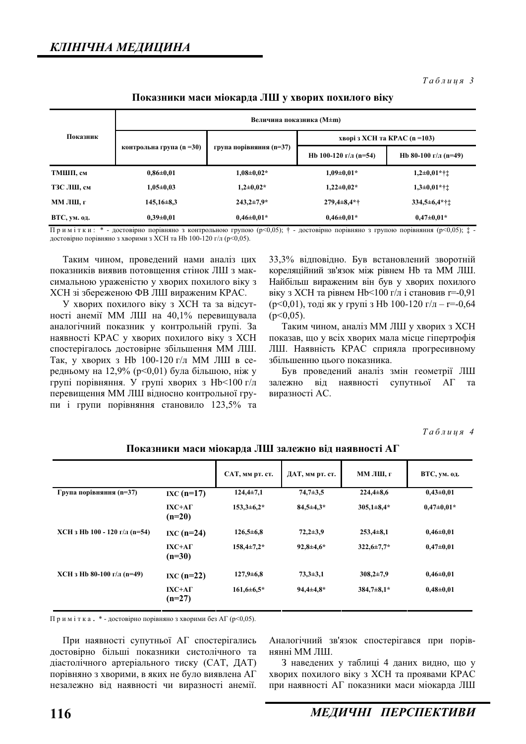*Таблиця 3*

**Показники маси міокарда ЛШ у хворих похилого віку**

| Показник | Величина показника (M±m) | | | |
|---|---|---|---|---|
| | контрольна група (n =30) | група порівняння (n=37) | хворі з ХСН та КРАС (n =103) | |
| | | | Hb 100-120 г/л (n=54) | Hb 80-100 г/л (n=49) |
| ТМШП, см | 0,86±0,01 | 1,08±0,02* | 1,09±0,01* | 1,2±0,01*†‡ |
| ТЗС ЛШ, см | 1,05±0,03 | 1,2±0,02* | 1,22±0,02* | 1,3±0,01*†‡ |
| ММ ЛШ, г | 145,16±8,3 | 243,2±7,9* | 279,4±8,4*† | 334,5±6,4*†‡ |
| ВТС, ум. од. | 0,39±0,01 | 0,46±0,01* | 0,46±0,01* | 0,47±0,01* |

Примітки: * - достовірно порівняно з контрольною групою ($p<0,05$); † - достовірно порівняно з групою порівняння ($p<0,05$); ‡ - достовірно порівняно з хворими з ХСН та Hb 100-120 г/л ($p<0,05$).

Таким чином, проведений нами аналіз цих показників виявив потовщення стінок ЛШ з максимальною ураженістю у хворих похилого віку з ХСН зі збереженою ФВ ЛШ вираженим КРАС.

У хворих похилого віку з ХСН та за відсутності анемії ММ ЛШ на 40,1% перевищувала аналогічний показник у контрольній групі. За наявності КРАС у хворих похилого віку з ХСН спостерігалось достовірне збільшення ММ ЛШ. Так, у хворих з Hb 100-120 г/л ММ ЛШ в середньому на 12,9% ($p<0,01$) була більшою, ніж у групі порівняння. У групі хворих з Hb<100 г/л перевищення ММ ЛШ відносно контрольної групи і групи порівняння становило 123,5% та 33,3% відповідно. Був встановлений зворотній кореляційний зв'язок між рівнем Hb та ММ ЛШ. Найбільш вираженим він був у хворих похилого віку з ХСН та рівнем Hb<100 г/л і становив $r=-0,91$ ($p<0,01$), тоді як у групі з Hb 100-120 г/л – $r=-0,64$ ($p<0,05$).

Таким чином, аналіз ММ ЛШ у хворих з ХСН показав, що у всіх хворих мала місце гіпертрофія ЛШ. Наявність КРАС сприяла прогресивному збільшенню цього показника.

Був проведений аналіз змін геометрії ЛШ залежно від наявності супутньої АГ та виразності АС.

*Таблиця 4*

**Показники маси міокарда ЛШ залежно від наявності АГ**

| | | САТ, мм рт. ст. | ДАТ, мм рт. ст. | ММ ЛШ, г | ВТС, ум. од. |
|---|---|---|---|---|---|
| Група порівняння (n=37) | ІХС (n=17) | 124,4±7,1 | 74,7±3,5 | 224,4±8,6 | 0,43±0,01 |
| | ІХС+АГ (n=20) | 153,3±6,2* | 84,5±4,3* | 305,1±8,4* | 0,47±0,01* |
| ХСН з Hb 100 - 120 г/л (n=54) | ІХС (n=24) | 126,5±6,8 | 72,2±3,9 | 253,4±8,1 | 0,46±0,01 |
| | ІХС+АГ (n=30) | 158,4±7,2* | 92,8±4,6* | 322,6±7,7* | 0,47±0,01 |
| ХСН з Hb 80-100 г/л (n=49) | ІХС (n=22) | 127,9±6,8 | 73,3±3,1 | 308,2±7,9 | 0,46±0,01 |
| | ІХС+АГ (n=27) | 161,6±6,5* | 94,4±4,8* | 384,7±8,1* | 0,48±0,01 |

Примітка. * - достовірно порівняно з хворими без АГ ($p<0,05$).

При наявності супутньої АГ спостерігались достовірно більші показники систолічного та діастолічного артеріального тиску (САТ, ДАТ) порівняно з хворими, в яких не було виявлена АГ незалежно від наявності чи виразності анемії. Аналогічний зв'язок спостерігався при порівнянні ММ ЛШ.

З наведених у таблиці 4 даних видно, що у хворих похилого віку з ХСН та проявами КРАС при наявності АГ показники маси міокарда ЛШ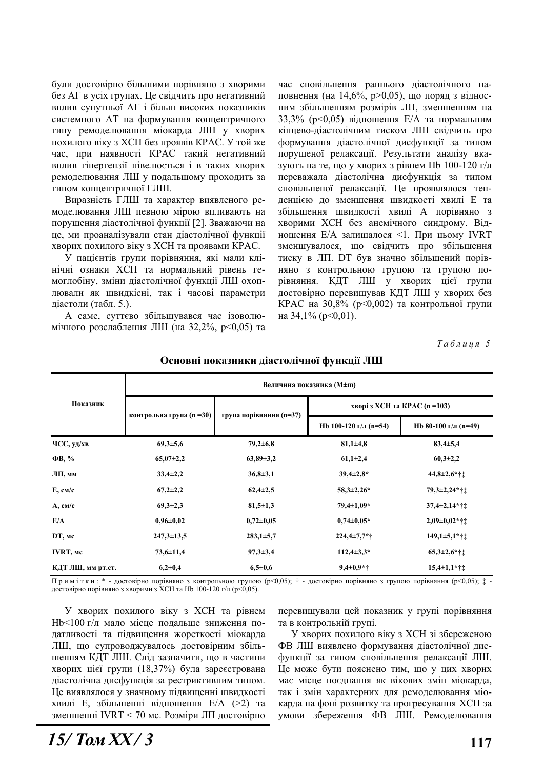були достовірно більшими порівняно з хворими без АГ в усіх групах. Це свідчить про негативний вплив супутньої АГ і більш високих показників системного АТ на формування концентричного типу ремоделювання міокарда ЛШ у хворих похилого віку з ХСН без проявів КРАС. У той же час, при наявності КРАС такий негативний вплив гіпертензії нівелюється і в таких хворих ремоделювання ЛШ у подальшому проходить за типом концентричної ГЛШ.

Виразність ГЛШ та характер виявленого ремоделювання ЛШ певною мірою впливають на порушення діастолічної функції [2]. Зважаючи на це, ми проаналізували стан діастолічної функції хворих похилого віку з ХСН та проявами КРАС.

У пацієнтів групи порівняння, які мали клінічні ознаки ХСН та нормальний рівень гемоглобіну, зміни діастолічної функції ЛШ охоплювали як швидкісні, так і часові параметри діастоли (табл. 5.).

А саме, суттєво збільшувався час ізоволюмічного розслаблення ЛШ (на 32,2%, $p<0,05$) та час сповільнення раннього діастолічного наповнення (на 14,6%, $p>0,05$), що поряд з відносним збільшенням розмірів ЛП, зменшенням на 33,3% ($p<0,05$) відношення Е/А та нормальним кінцево-діастолічним тиском ЛШ свідчить про формування діастолічної дисфункції за типом порушеної релаксації. Результати аналізу вказують на те, що у хворих з рівнем Hb 100-120 г/л переважала діастолічна дисфункція за типом сповільненої релаксації. Це проявлялося тенденцією до зменшення швидкості хвилі Е та збільшення швидкості хвилі А порівняно з хворими ХСН без анемічного синдрому. Відношення Е/А залишалося <1. При цьому IVRT зменшувалося, що свідчить про збільшення тиску в ЛП. DT був значно збільшений порівняно з контрольною групою та групою порівняння. КДТ ЛШ у хворих цієї групи достовірно перевищував КДТ ЛШ у хворих без КРАС на 30,8% ($p<0,002$) та контрольної групи на 34,1% ($p<0,01$).

*Таблиця 5*

**Основні показники діастолічної функції ЛШ**

| Показник | Величина показника (M±m) | | | |
|---|---|---|---|---|
| | контрольна група (n =30) | група порівняння (n=37) | хворі з ХСН та КРАС (n =103) | |
| | | | Hb 100-120 г/л (n=54) | Hb 80-100 г/л (n=49) |
| ЧСС, уд/хв | 69,3±5,6 | 79,2±6,8 | 81,1±4,8 | 83,4±5,4 |
| ФВ, % | 65,07±2,2 | 63,89±3,2 | 61,1±2,4 | 60,3±2,2 |
| ЛП, мм | 33,4±2,2 | 36,8±3,1 | 39,4±2,8* | 44,8±2,6*†‡ |
| Е, см/с | 67,2±2,2 | 62,4±2,5 | 58,3±2,26* | 79,3±2,24*†‡ |
| А, см/с | 69,3±2,3 | 81,5±1,3 | 79,4±1,09* | 37,4±2,14*†‡ |
| Е/А | 0,96±0,02 | 0,72±0,05 | 0,74±0,05* | 2,09±0,02*†‡ |
| DT, мс | 247,3±13,5 | 283,1±5,7 | 224,4±7,7*† | 149,1±5,1*†‡ |
| IVRT, мс | 73,6±11,4 | 97,3±3,4 | 112,4±3,3* | 65,3±2,6*†‡ |
| КДТ ЛШ, мм рт.ст. | 6,2±0,4 | 6,5±0,6 | 9,4±0,9*† | 15,4±1,1*†‡ |

Примітки: * - достовірно порівняно з контрольною групою ($p<0,05$); † - достовірно порівняно з групою порівняння ($p<0,05$); ‡ - достовірно порівняно з хворими з ХСН та Hb 100-120 г/л ($p<0,05$).

У хворих похилого віку з ХСН та рівнем Hb<100 г/л мало місце подальше зниження податливості та підвищення жорсткості міокарда ЛШ, що супроводжувалось достовірним збільшенням КДТ ЛШ. Слід зазначити, що в частини хворих цієї групи (18,37%) була зареєстрована діастолічна дисфункція за рестриктивним типом. Це виявлялося у значному підвищенні швидкості хвилі Е, збільшенні відношення Е/А (>2) та зменшенні IVRT < 70 мс. Розміри ЛП достовірно перевищували цей показник у групі порівняння та в контрольній групі.

У хворих похилого віку з ХСН зі збереженою ФВ ЛШ виявлено формування діастолічної дисфункції за типом сповільнення релаксації ЛШ. Це може бути пояснено тим, що у цих хворих має місце поєднання як вікових змін міокарда, так і змін характерних для ремоделювання міокарда на фоні розвитку та прогресування ХСН за умови збереження ФВ ЛШ. Ремоделювання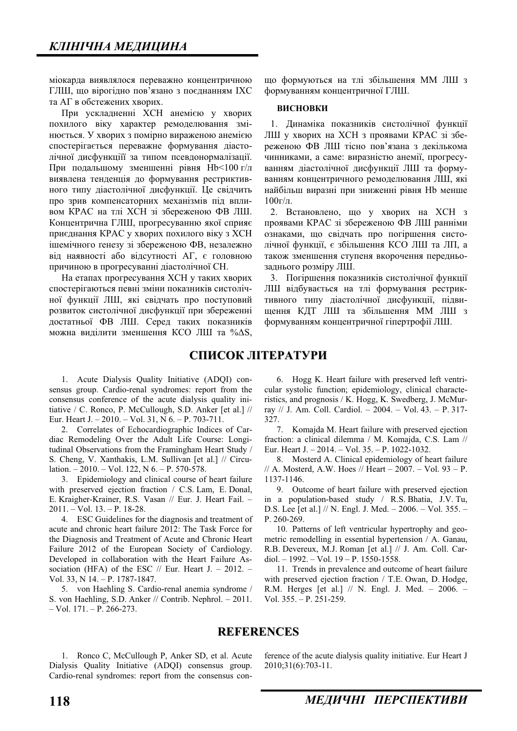міокарда виявлялося переважно концентричною ГЛШ, що вірогідно пов'язано з поєднанням ІХС та АГ в обстежених хворих.

При ускладненні ХСН анемією у хворих похилого віку характер ремоделювання змінюється. У хворих з помірно вираженою анемією спостерігається переважне формування діастолічної дисфункції за типом псевдонормалізації. При подальшому зменшенні рівня Hb<100 г/л виявлена тенденція до формування рестриктивного типу діастолічної дисфункції. Це свідчить про зрив компенсаторних механізмів під впливом КРАС на тлі ХСН зі збереженою ФВ ЛШ. Концентрична ГЛШ, прогресуванню якої сприяє приєднання КРАС у хворих похилого віку з ХСН ішемічного ґенезу зі збереженою ФВ, незалежно від наявності або відсутності АГ, є головною причиною в прогресуванні діастолічної СН.

На етапах прогресування ХСН у таких хворих спостерігаються певні зміни показників систолічної функції ЛШ, які свідчать про поступовий розвиток систолічної дисфункції при збереженні достатньої ФВ ЛШ. Серед таких показників можна виділити зменшення КСО ЛШ та %ΔS, що формуються на тлі збільшення ММ ЛШ з формуванням концентричної ГЛШ.

### ВИСНОВКИ

1. Динаміка показників систолічної функції ЛШ у хворих на ХСН з проявами КРАС зі збереженою ФВ ЛШ тісно пов'язана з декількома чинниками, а саме: виразністю анемії, прогресуванням діастолічної дисфункції ЛШ та формуванням концентричного ремоделювання ЛШ, які найбільш виразні при зниженні рівня Hb менше 100г/л.
2. Встановлено, що у хворих на ХСН з проявами КРАС зі збереженою ФВ ЛШ ранніми ознаками, що свідчать про погіршення систолічної функції, є збільшення КСО ЛШ та ЛП, а також зменшення ступеня вкорочення передньозаднього розміру ЛШ.
3. Погіршення показників систолічної функції ЛШ відбувається на тлі формування рестриктивного типу діастолічної дисфункції, підвищення КДТ ЛШ та збільшення ММ ЛШ з формуванням концентричної гіпертрофії ЛШ.

## СПИСОК ЛІТЕРАТУРИ

1. Acute Dialysis Quality Initiative (ADQI) consensus group. Cardio-renal syndromes: report from the consensus conference of the acute dialysis quality initiative / C. Ronco, P. McCullough, S.D. Anker [et al.] // Eur. Heart J. – 2010. – Vol. 31, N 6. – P. 703-711.
2. Correlates of Echocardiographic Indices of Cardiac Remodeling Over the Adult Life Course: Longitudinal Observations from the Framingham Heart Study / S. Cheng, V. Xanthakis, L.M. Sullivan [et al.] // Circulation. – 2010. – Vol. 122, N 6. – P. 570-578.
3. Epidemiology and clinical course of heart failure with preserved ejection fraction / C.S. Lam, E. Donal, E. Kraigher-Krainer, R.S. Vasan // Eur. J. Heart Fail. – 2011. – Vol. 13. – P. 18-28.
4. ESC Guidelines for the diagnosis and treatment of acute and chronic heart failure 2012: The Task Force for the Diagnosis and Treatment of Acute and Chronic Heart Failure 2012 of the European Society of Cardiology. Developed in collaboration with the Heart Failure Association (HFA) of the ESC // Eur. Heart J. – 2012. – Vol. 33, N 14. – P. 1787-1847.
5. von Haehling S. Cardio-renal anemia syndrome / S. von Haehling, S.D. Anker // Contrib. Nephrol. – 2011. – Vol. 171. – P. 266-273.
6. Hogg K. Heart failure with preserved left ventricular systolic function; epidemiology, clinical characteristics, and prognosis / K. Hogg, K. Swedberg, J. McMurray // J. Am. Coll. Cardiol. – 2004. – Vol. 43. – P. 317-327.
7. Komajda M. Heart failure with preserved ejection fraction: a clinical dilemma / M. Komajda, C.S. Lam // Eur. Heart J. – 2014. – Vol. 35. – P. 1022-1032.
8. Mosterd A. Clinical epidemiology of heart failure // A. Mosterd, A.W. Hoes // Heart – 2007. – Vol. 93 – P. 1137-1146.
9. Outcome of heart failure with preserved ejection in a population-based study / R.S. Bhatia, J.V. Tu, D.S. Lee [et al.] // N. Engl. J. Med. – 2006. – Vol. 355. – P. 260-269.
10. Patterns of left ventricular hypertrophy and geometric remodelling in essential hypertension / A. Ganau, R.B. Devereux, M.J. Roman [et al.] // J. Am. Coll. Cardiol. – 1992. – Vol. 19 – P. 1550-1558.
11. Trends in prevalence and outcome of heart failure with preserved ejection fraction / T.E. Owan, D. Hodge, R.M. Herges [et al.] // N. Engl. J. Med. – 2006. – Vol. 355. – P. 251-259.

## REFERENCES

1. Ronco C, McCullough P, Anker SD, et al. Acute Dialysis Quality Initiative (ADQI) consensus group. Cardio-renal syndromes: report from the consensus conference of the acute dialysis quality initiative. Eur Heart J 2010;31(6):703-11.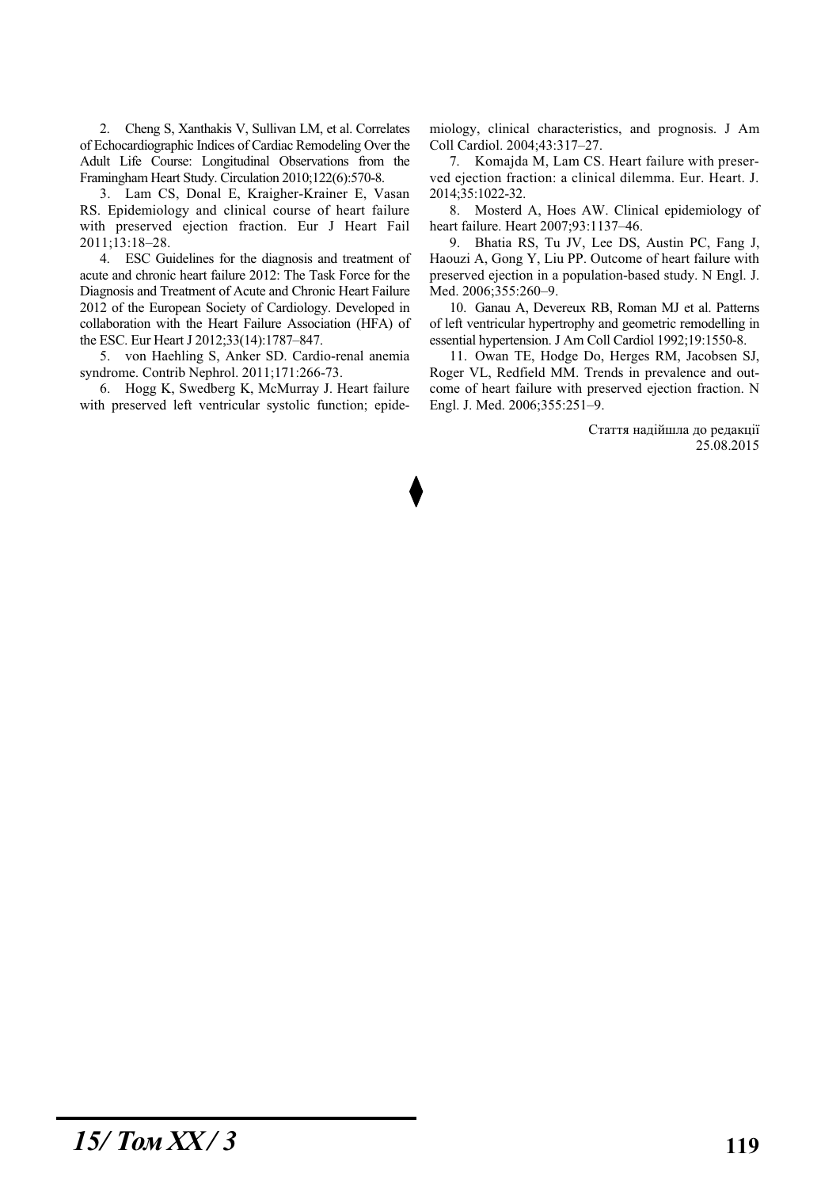2. Cheng S, Xanthakis V, Sullivan LM, et al. Correlates of Echocardiographic Indices of Cardiac Remodeling Over the Adult Life Course: Longitudinal Observations from the Framingham Heart Study. Circulation 2010;122(6):570-8.

3. Lam CS, Donal E, Kraigher-Krainer E, Vasan RS. Epidemiology and clinical course of heart failure with preserved ejection fraction. Eur J Heart Fail 2011;13:18–28.

4. ESC Guidelines for the diagnosis and treatment of acute and chronic heart failure 2012: The Task Force for the Diagnosis and Treatment of Acute and Chronic Heart Failure 2012 of the European Society of Cardiology. Developed in collaboration with the Heart Failure Association (HFA) of the ESC. Eur Heart J 2012;33(14):1787–847.

5. von Haehling S, Anker SD. Cardio-renal anemia syndrome. Contrib Nephrol. 2011;171:266-73.

6. Hogg K, Swedberg K, McMurray J. Heart failure with preserved left ventricular systolic function; epidemiology, clinical characteristics, and prognosis. J Am Coll Cardiol. 2004;43:317–27.

7. Komajda M, Lam CS. Heart failure with preserved ejection fraction: a clinical dilemma. Eur. Heart. J. 2014;35:1022-32.

8. Mosterd A, Hoes AW. Clinical epidemiology of heart failure. Heart 2007;93:1137–46.

9. Bhatia RS, Tu JV, Lee DS, Austin PC, Fang J, Haouzi A, Gong Y, Liu PP. Outcome of heart failure with preserved ejection in a population-based study. N Engl. J. Med. 2006;355:260–9.

10. Ganau A, Devereux RB, Roman MJ et al. Patterns of left ventricular hypertrophy and geometric remodelling in essential hypertension. J Am Coll Cardiol 1992;19:1550-8.

11. Owan TE, Hodge Do, Herges RM, Jacobsen SJ, Roger VL, Redfield MM. Trends in prevalence and outcome of heart failure with preserved ejection fraction. N Engl. J. Med. 2006;355:251–9.

Стаття надійшла до редакції 25.08.2015